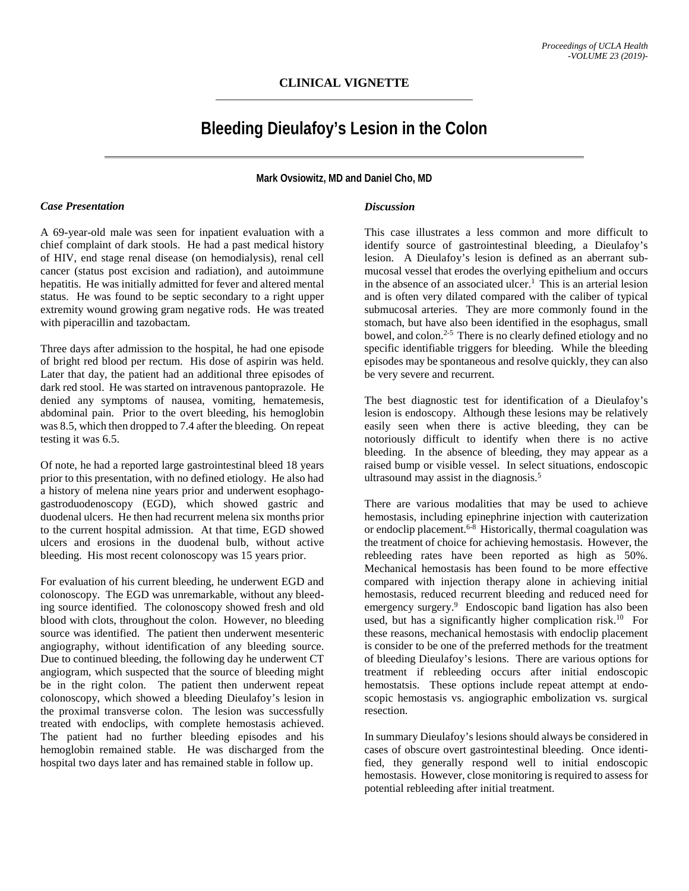**CLINICAL VIGNETTE**

# Bleeding Dieulafoy's Lesion in the Colon

**Mark Ovsiowitz, MD and Daniel Cho, MD**

### *Case Presentation*

A 69-year-old male was seen for inpatient evaluation with a chief complaint of dark stools. He had a past medical history of HIV, end stage renal disease (on hemodialysis), renal cell cancer (status post excision and radiation), and autoimmune hepatitis. He was initially admitted for fever and altered mental status. He was found to be septic secondary to a right upper extremity wound growing gram negative rods. He was treated with piperacillin and tazobactam.

Three days after admission to the hospital, he had one episode of bright red blood per rectum. His dose of aspirin was held. Later that day, the patient had an additional three episodes of dark red stool. He was started on intravenous pantoprazole. He denied any symptoms of nausea, vomiting, hematemesis, abdominal pain. Prior to the overt bleeding, his hemoglobin was 8.5, which then dropped to 7.4 after the bleeding. On repeat testing it was 6.5.

Of note, he had a reported large gastrointestinal bleed 18 years prior to this presentation, with no defined etiology. He also had a history of melena nine years prior and underwent esophago-gastroduodenoscopy (EGD), which showed gastric and duodenal ulcers. He then had recurrent melena six months prior to the current hospital admission. At that time, EGD showed ulcers and erosions in the duodenal bulb, without active bleeding. His most recent colonoscopy was 15 years prior.

For evaluation of his current bleeding, he underwent EGD and colonoscopy. The EGD was unremarkable, without any bleeding source identified. The colonoscopy showed fresh and old blood with clots, throughout the colon. However, no bleeding source was identified. The patient then underwent mesenteric angiography, without identification of any bleeding source. Due to continued bleeding, the following day he underwent CT angiogram, which suspected that the source of bleeding might be in the right colon. The patient then underwent repeat colonoscopy, which showed a bleeding Dieulafoy's lesion in the proximal transverse colon. The lesion was successfully treated with endoclips, with complete hemostasis achieved. The patient had no further bleeding episodes and his hemoglobin remained stable. He was discharged from the hospital two days later and has remained stable in follow up.

### *Discussion*

This case illustrates a less common and more difficult to identify source of gastrointestinal bleeding, a Dieulafoy's lesion. A Dieulafoy's lesion is defined as an aberrant submucosal vessel that erodes the overlying epithelium and occurs in the absence of an associated ulcer.[1] This is an arterial lesion and is often very dilated compared with the caliber of typical submucosal arteries. They are more commonly found in the stomach, but have also been identified in the esophagus, small bowel, and colon.[2-5] There is no clearly defined etiology and no specific identifiable triggers for bleeding. While the bleeding episodes may be spontaneous and resolve quickly, they can also be very severe and recurrent.

The best diagnostic test for identification of a Dieulafoy's lesion is endoscopy. Although these lesions may be relatively easily seen when there is active bleeding, they can be notoriously difficult to identify when there is no active bleeding. In the absence of bleeding, they may appear as a raised bump or visible vessel. In select situations, endoscopic ultrasound may assist in the diagnosis.[5]

There are various modalities that may be used to achieve hemostasis, including epinephrine injection with cauterization or endoclip placement.[6-8] Historically, thermal coagulation was the treatment of choice for achieving hemostasis. However, the rebleeding rates have been reported as high as 50%. Mechanical hemostasis has been found to be more effective compared with injection therapy alone in achieving initial hemostasis, reduced recurrent bleeding and reduced need for emergency surgery.[9] Endoscopic band ligation has also been used, but has a significantly higher complication risk.[10] For these reasons, mechanical hemostasis with endoclip placement is consider to be one of the preferred methods for the treatment of bleeding Dieulafoy's lesions. There are various options for treatment if rebleeding occurs after initial endoscopic hemostatsis. These options include repeat attempt at endoscopic hemostasis vs. angiographic embolization vs. surgical resection.

In summary Dieulafoy's lesions should always be considered in cases of obscure overt gastrointestinal bleeding. Once identified, they generally respond well to initial endoscopic hemostasis. However, close monitoring is required to assess for potential rebleeding after initial treatment.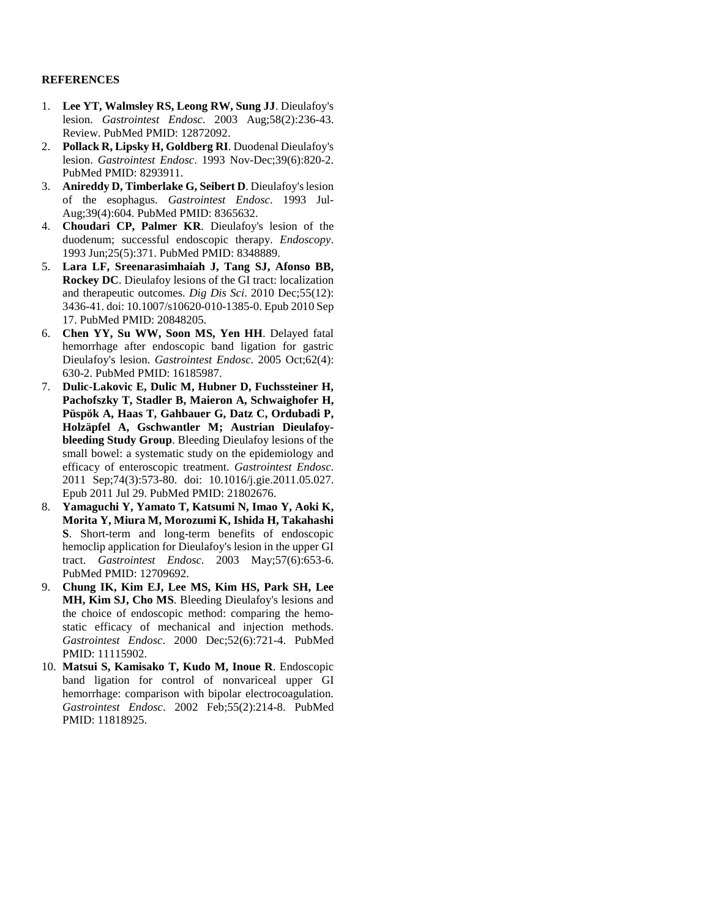**REFERENCES**

1. **Lee YT, Walmsley RS, Leong RW, Sung JJ**. Dieulafoy's lesion. *Gastrointest Endosc*. 2003 Aug;58(2):236-43. Review. PubMed PMID: 12872092.
2. **Pollack R, Lipsky H, Goldberg RI**. Duodenal Dieulafoy's lesion. *Gastrointest Endosc*. 1993 Nov-Dec;39(6):820-2. PubMed PMID: 8293911.
3. **Anireddy D, Timberlake G, Seibert D**. Dieulafoy's lesion of the esophagus. *Gastrointest Endosc*. 1993 Jul-Aug;39(4):604. PubMed PMID: 8365632.
4. **Choudari CP, Palmer KR**. Dieulafoy's lesion of the duodenum; successful endoscopic therapy. *Endoscopy*. 1993 Jun;25(5):371. PubMed PMID: 8348889.
5. **Lara LF, Sreenarasimhaiah J, Tang SJ, Afonso BB, Rockey DC**. Dieulafoy lesions of the GI tract: localization and therapeutic outcomes. *Dig Dis Sci*. 2010 Dec;55(12): 3436-41. doi: 10.1007/s10620-010-1385-0. Epub 2010 Sep 17. PubMed PMID: 20848205.
6. **Chen YY, Su WW, Soon MS, Yen HH**. Delayed fatal hemorrhage after endoscopic band ligation for gastric Dieulafoy's lesion. *Gastrointest Endosc*. 2005 Oct;62(4): 630-2. PubMed PMID: 16185987.
7. **Dulic-Lakovic E, Dulic M, Hubner D, Fuchssteiner H, Pachofszky T, Stadler B, Maieron A, Schwaighofer H, Püspök A, Haas T, Gahbauer G, Datz C, Ordubadi P, Holzäpfel A, Gschwantler M; Austrian Dieulafoy-bleeding Study Group**. Bleeding Dieulafoy lesions of the small bowel: a systematic study on the epidemiology and efficacy of enteroscopic treatment. *Gastrointest Endosc*. 2011 Sep;74(3):573-80. doi: 10.1016/j.gie.2011.05.027. Epub 2011 Jul 29. PubMed PMID: 21802676.
8. **Yamaguchi Y, Yamato T, Katsumi N, Imao Y, Aoki K, Morita Y, Miura M, Morozumi K, Ishida H, Takahashi S**. Short-term and long-term benefits of endoscopic hemoclip application for Dieulafoy's lesion in the upper GI tract. *Gastrointest Endosc*. 2003 May;57(6):653-6. PubMed PMID: 12709692.
9. **Chung IK, Kim EJ, Lee MS, Kim HS, Park SH, Lee MH, Kim SJ, Cho MS**. Bleeding Dieulafoy's lesions and the choice of endoscopic method: comparing the hemostatic efficacy of mechanical and injection methods. *Gastrointest Endosc*. 2000 Dec;52(6):721-4. PubMed PMID: 11115902.
10. **Matsui S, Kamisako T, Kudo M, Inoue R**. Endoscopic band ligation for control of nonvariceal upper GI hemorrhage: comparison with bipolar electrocoagulation. *Gastrointest Endosc*. 2002 Feb;55(2):214-8. PubMed PMID: 11818925.